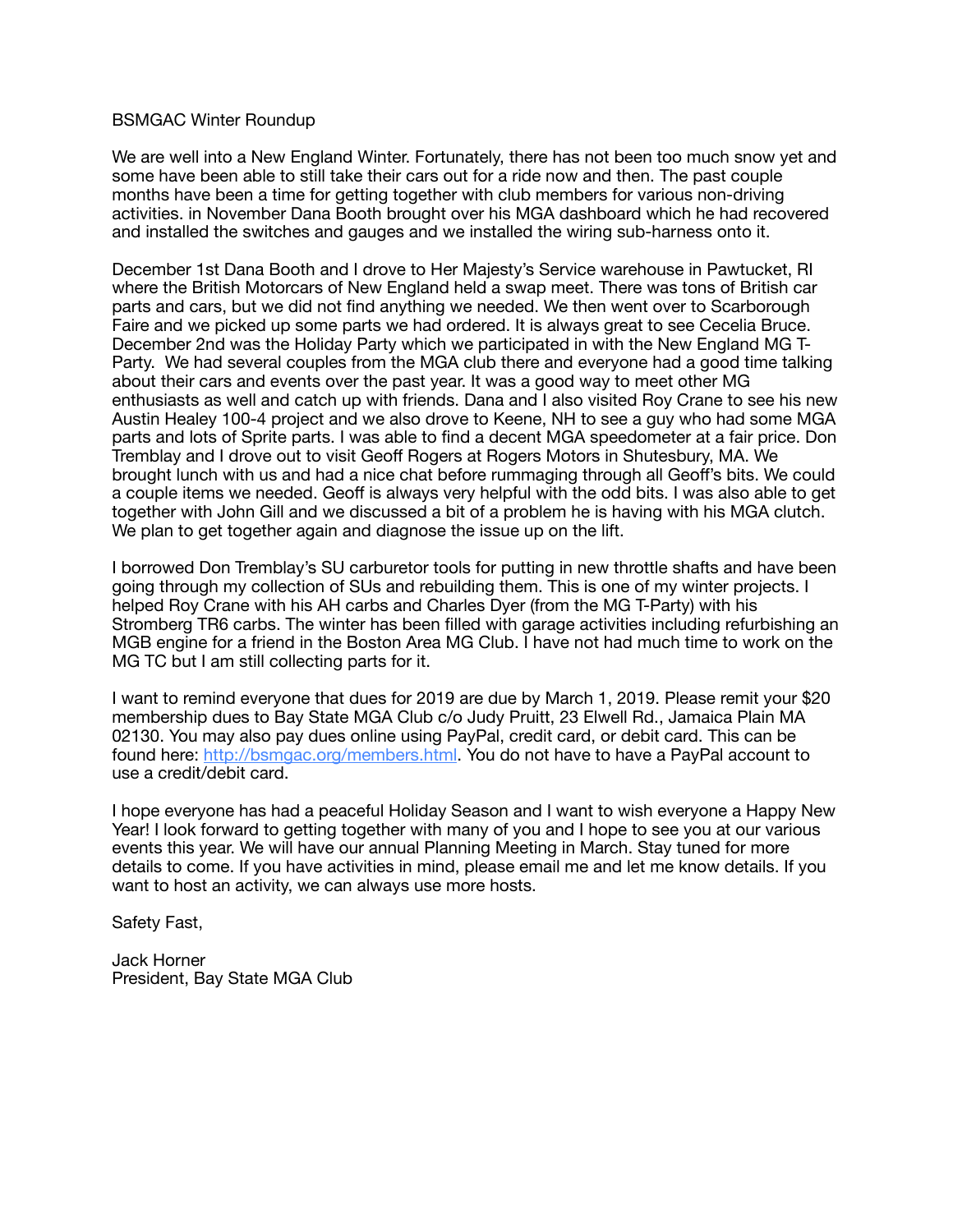BSMGAC Winter Roundup

We are well into a New England Winter. Fortunately, there has not been too much snow yet and some have been able to still take their cars out for a ride now and then. The past couple months have been a time for getting together with club members for various non-driving activities. in November Dana Booth brought over his MGA dashboard which he had recovered and installed the switches and gauges and we installed the wiring sub-harness onto it.

December 1st Dana Booth and I drove to Her Majesty's Service warehouse in Pawtucket, RI where the British Motorcars of New England held a swap meet. There was tons of British car parts and cars, but we did not find anything we needed. We then went over to Scarborough Faire and we picked up some parts we had ordered. It is always great to see Cecelia Bruce. December 2nd was the Holiday Party which we participated in with the New England MG T-Party. We had several couples from the MGA club there and everyone had a good time talking about their cars and events over the past year. It was a good way to meet other MG enthusiasts as well and catch up with friends. Dana and I also visited Roy Crane to see his new Austin Healey 100-4 project and we also drove to Keene, NH to see a guy who had some MGA parts and lots of Sprite parts. I was able to find a decent MGA speedometer at a fair price. Don Tremblay and I drove out to visit Geoff Rogers at Rogers Motors in Shutesbury, MA. We brought lunch with us and had a nice chat before rummaging through all Geoff's bits. We could a couple items we needed. Geoff is always very helpful with the odd bits. I was also able to get together with John Gill and we discussed a bit of a problem he is having with his MGA clutch. We plan to get together again and diagnose the issue up on the lift.

I borrowed Don Tremblay's SU carburetor tools for putting in new throttle shafts and have been going through my collection of SUs and rebuilding them. This is one of my winter projects. I helped Roy Crane with his AH carbs and Charles Dyer (from the MG T-Party) with his Stromberg TR6 carbs. The winter has been filled with garage activities including refurbishing an MGB engine for a friend in the Boston Area MG Club. I have not had much time to work on the MG TC but I am still collecting parts for it.

I want to remind everyone that dues for 2019 are due by March 1, 2019. Please remit your $20 membership dues to Bay State MGA Club c/o Judy Pruitt, 23 Elwell Rd., Jamaica Plain MA 02130. You may also pay dues online using PayPal, credit card, or debit card. This can be found here: [http://bsmgac.org/members.html](http://bsmgac.org/members.html). You do not have to have a PayPal account to use a credit/debit card.

I hope everyone has had a peaceful Holiday Season and I want to wish everyone a Happy New Year! I look forward to getting together with many of you and I hope to see you at our various events this year. We will have our annual Planning Meeting in March. Stay tuned for more details to come. If you have activities in mind, please email me and let me know details. If you want to host an activity, we can always use more hosts.

Safety Fast,

Jack Horner
President, Bay State MGA Club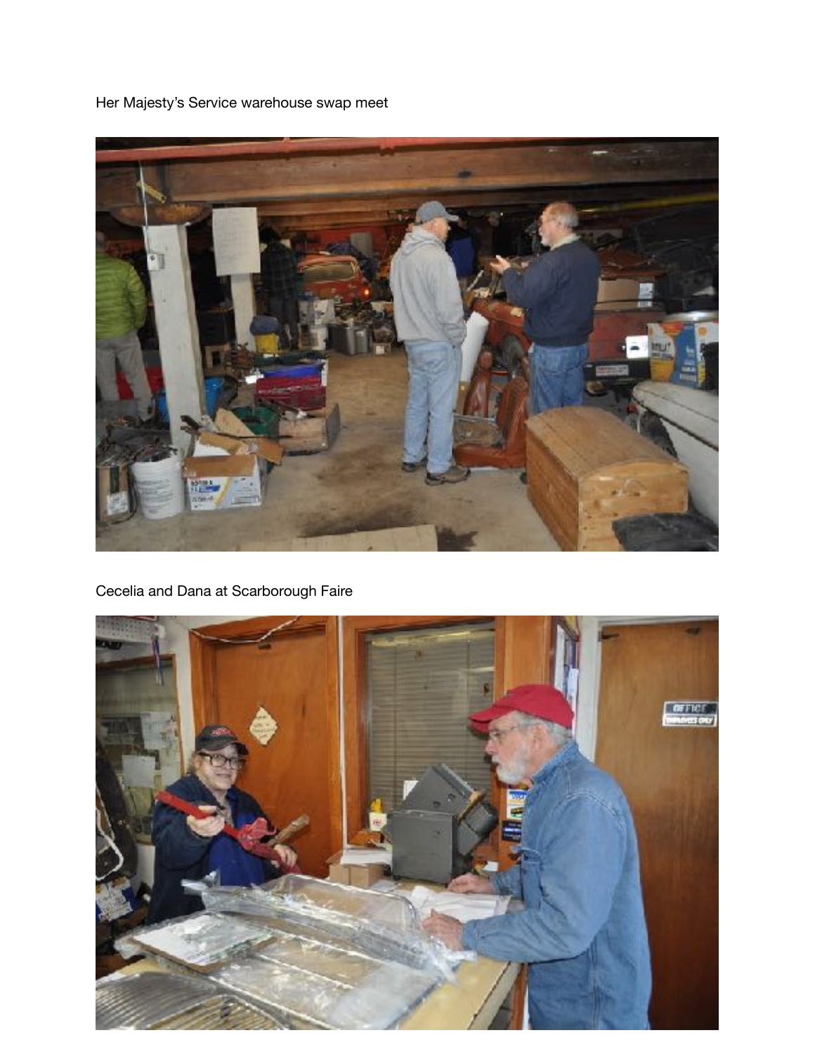Her Majesty's Service warehouse swap meet

Cecelia and Dana at Scarborough Faire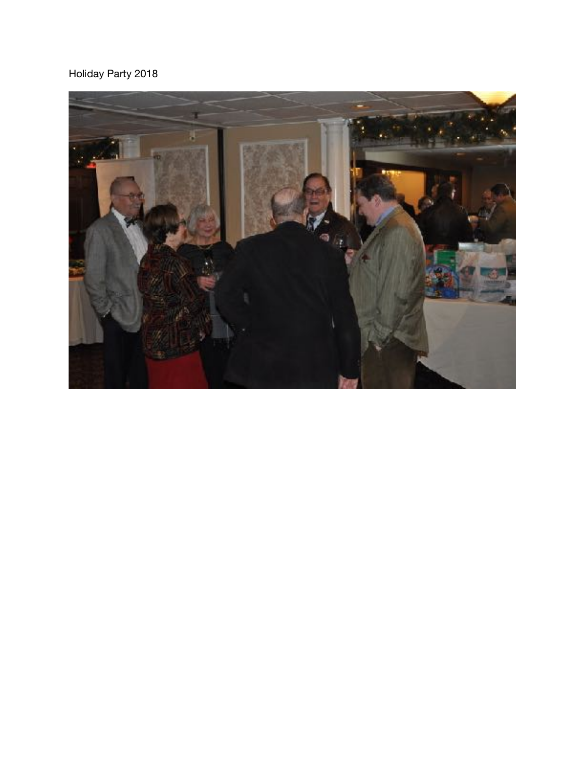Holiday Party 2018